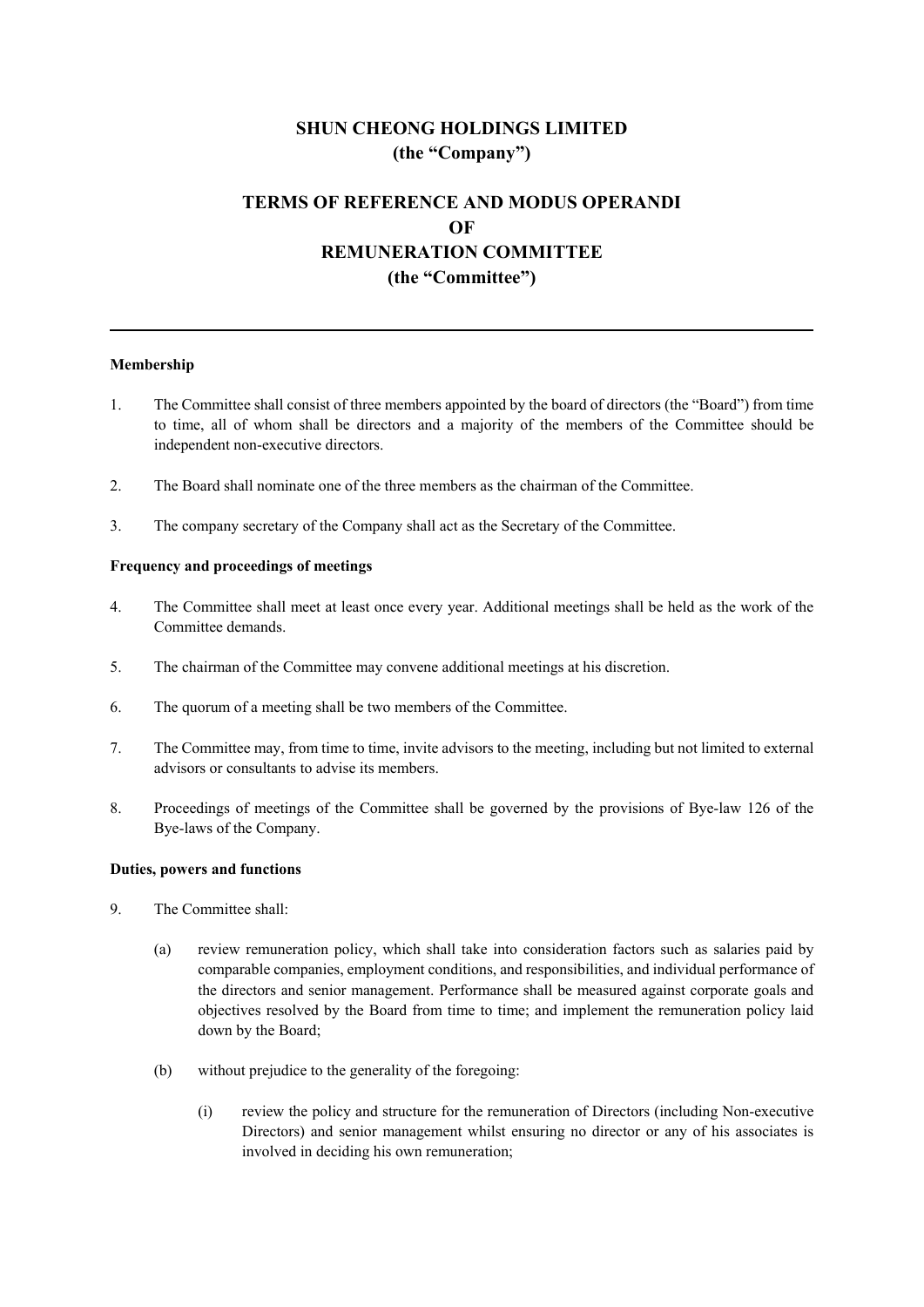# SHUN CHEONG HOLDINGS LIMITED
# (the "Company")

## TERMS OF REFERENCE AND MODUS OPERANDI
## OF
## REMUNERATION COMMITTEE
## (the "Committee")

---

**Membership**

1. The Committee shall consist of three members appointed by the board of directors (the "Board") from time to time, all of whom shall be directors and a majority of the members of the Committee should be independent non-executive directors.

2. The Board shall nominate one of the three members as the chairman of the Committee.

3. The company secretary of the Company shall act as the Secretary of the Committee.

**Frequency and proceedings of meetings**

4. The Committee shall meet at least once every year. Additional meetings shall be held as the work of the Committee demands.

5. The chairman of the Committee may convene additional meetings at his discretion.

6. The quorum of a meeting shall be two members of the Committee.

7. The Committee may, from time to time, invite advisors to the meeting, including but not limited to external advisors or consultants to advise its members.

8. Proceedings of meetings of the Committee shall be governed by the provisions of Bye-law 126 of the Bye-laws of the Company.

**Duties, powers and functions**

9. The Committee shall:

   (a) review remuneration policy, which shall take into consideration factors such as salaries paid by comparable companies, employment conditions, and responsibilities, and individual performance of the directors and senior management. Performance shall be measured against corporate goals and objectives resolved by the Board from time to time; and implement the remuneration policy laid down by the Board;

   (b) without prejudice to the generality of the foregoing:

      (i) review the policy and structure for the remuneration of Directors (including Non-executive Directors) and senior management whilst ensuring no director or any of his associates is involved in deciding his own remuneration;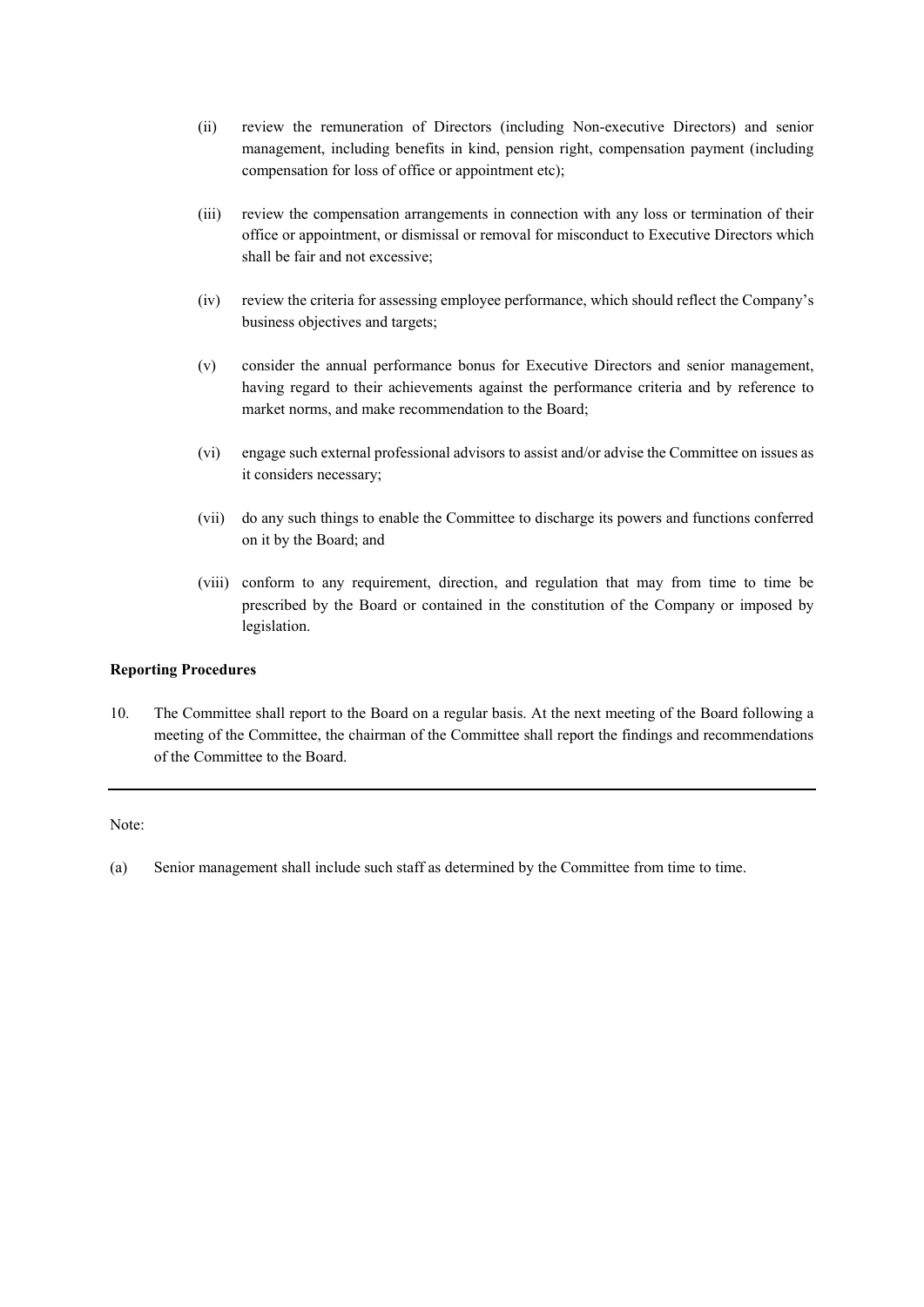(ii) review the remuneration of Directors (including Non-executive Directors) and senior management, including benefits in kind, pension right, compensation payment (including compensation for loss of office or appointment etc);

(iii) review the compensation arrangements in connection with any loss or termination of their office or appointment, or dismissal or removal for misconduct to Executive Directors which shall be fair and not excessive;

(iv) review the criteria for assessing employee performance, which should reflect the Company's business objectives and targets;

(v) consider the annual performance bonus for Executive Directors and senior management, having regard to their achievements against the performance criteria and by reference to market norms, and make recommendation to the Board;

(vi) engage such external professional advisors to assist and/or advise the Committee on issues as it considers necessary;

(vii) do any such things to enable the Committee to discharge its powers and functions conferred on it by the Board; and

(viii) conform to any requirement, direction, and regulation that may from time to time be prescribed by the Board or contained in the constitution of the Company or imposed by legislation.

**Reporting Procedures**

10. The Committee shall report to the Board on a regular basis. At the next meeting of the Board following a meeting of the Committee, the chairman of the Committee shall report the findings and recommendations of the Committee to the Board.

---

Note:

(a) Senior management shall include such staff as determined by the Committee from time to time.